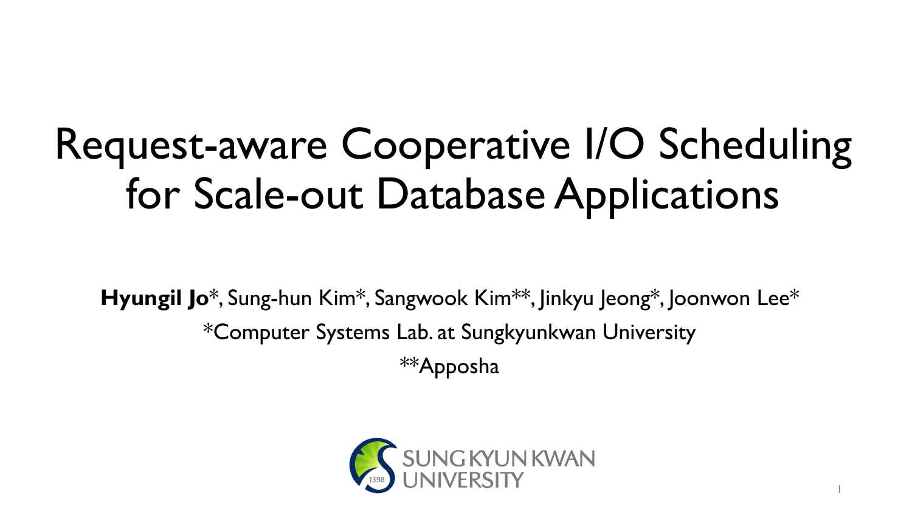# Request-aware Cooperative I/O Scheduling for Scale-out Database Applications

**Hyungil Jo***, Sung-hun Kim*, Sangwook Kim**, Jinkyu Jeong*, Joonwon Lee*

*Computer Systems Lab. at Sungkyunkwan University

**Apposha

SUNG KYUN KWAN UNIVERSITY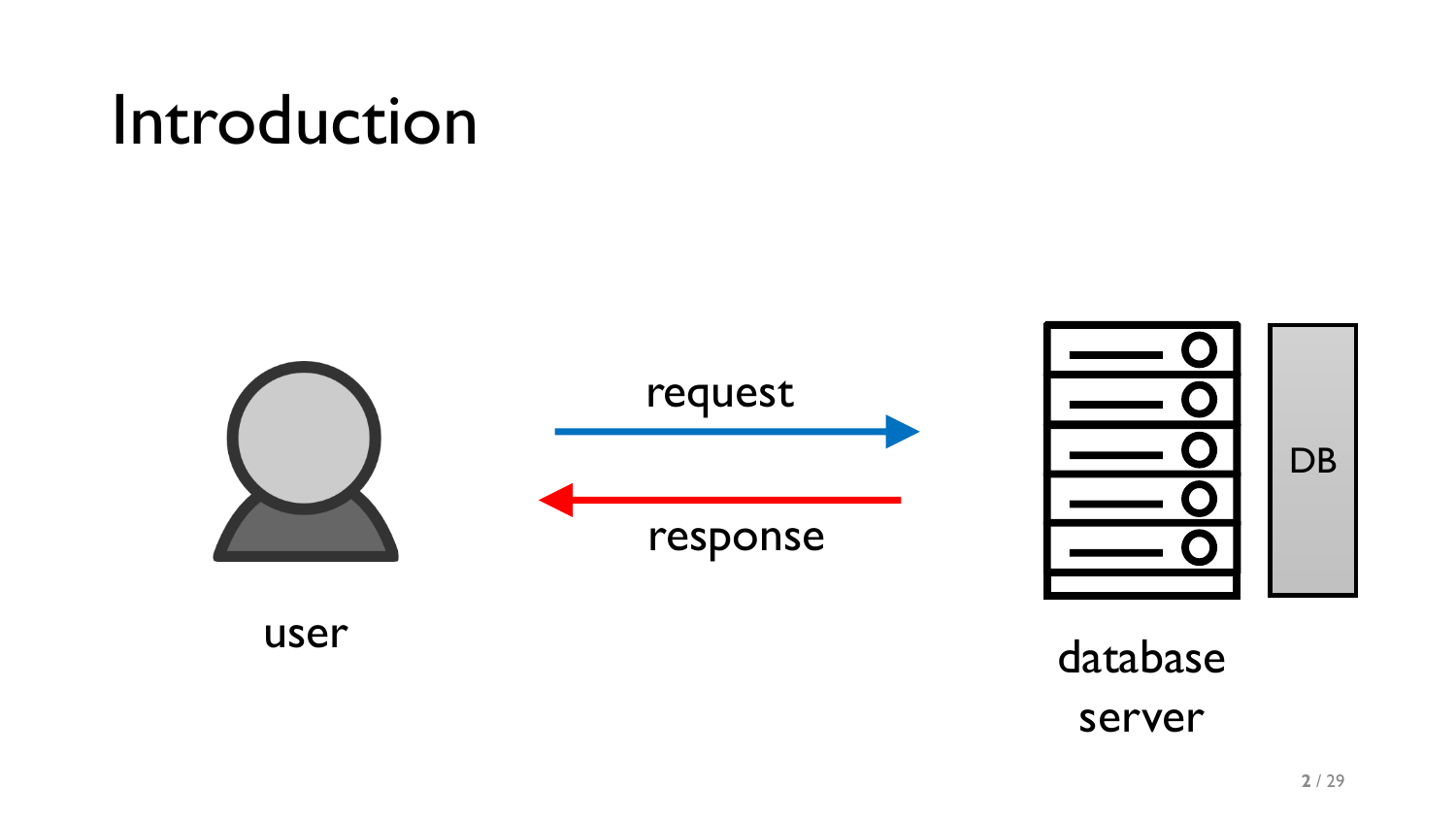# Introduction

request

response

user

DB

database server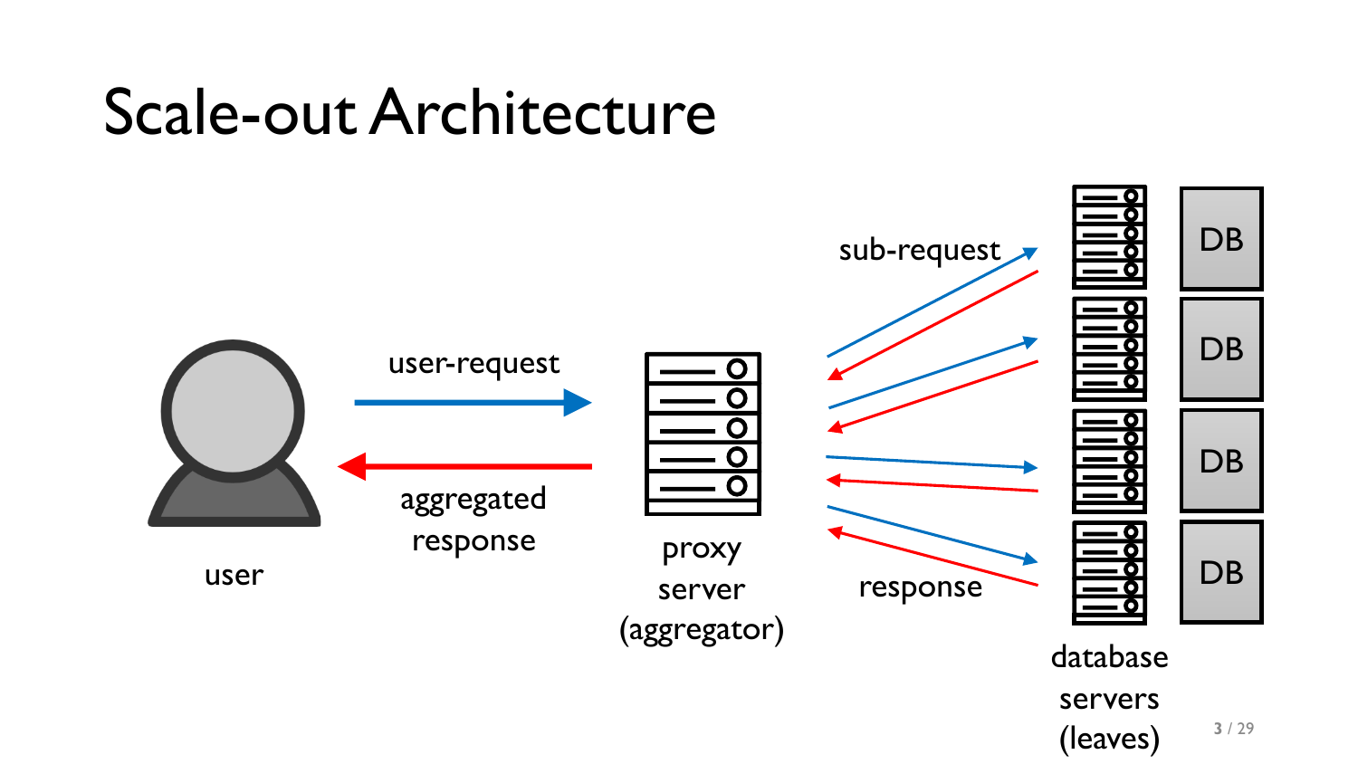# Scale-out Architecture

user

user-request

aggregated response

proxy server (aggregator)

sub-request

response

DB

DB

DB

DB

database servers (leaves)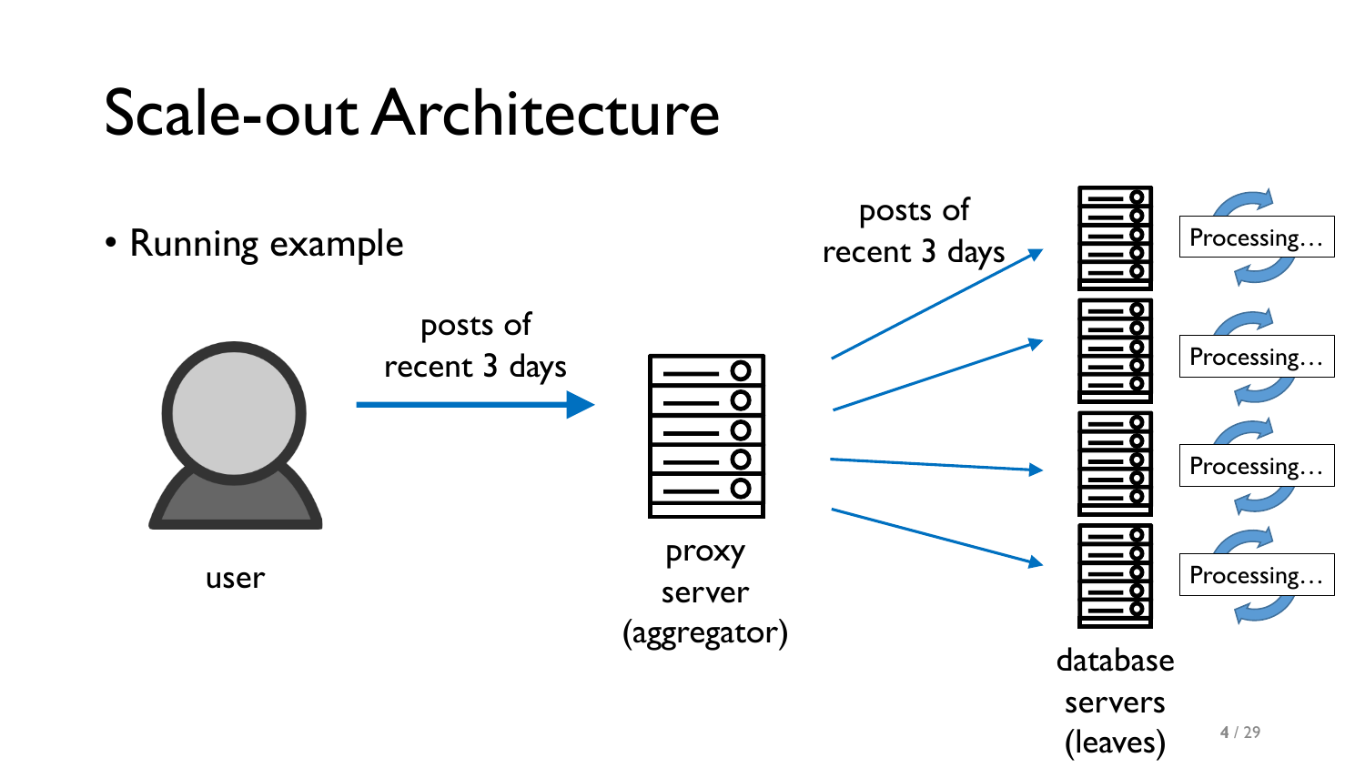# Scale-out Architecture

- Running example

posts of recent 3 days

user

proxy server (aggregator)

posts of recent 3 days

database servers (leaves)

Processing…

Processing…

Processing…

Processing…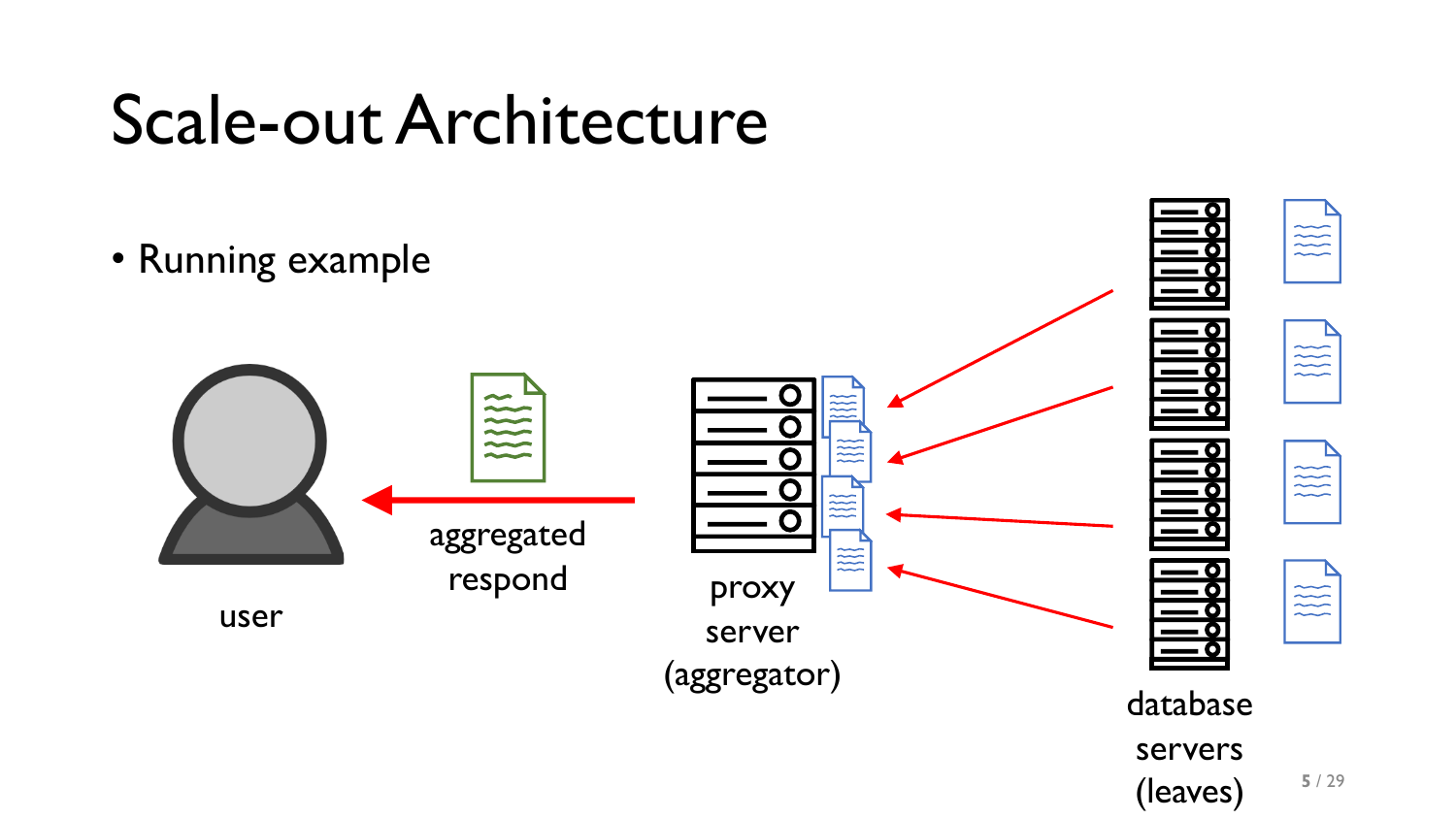# Scale-out Architecture

- Running example

user

aggregated respond

proxy server (aggregator)

database servers (leaves)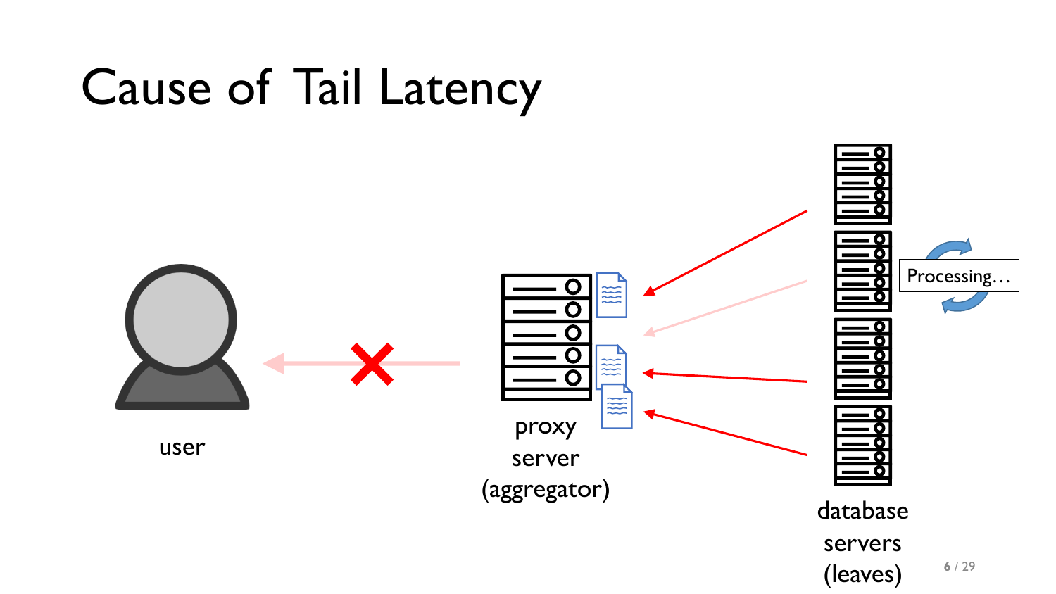# Cause of Tail Latency

user

proxy server (aggregator)

Processing…

database servers (leaves)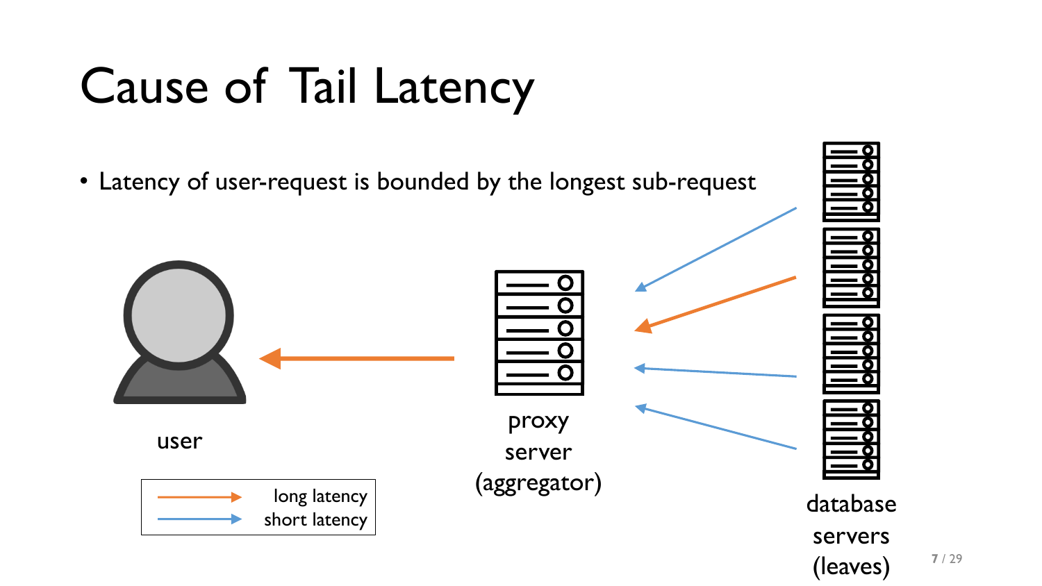# Cause of Tail Latency

- Latency of user-request is bounded by the longest sub-request

user

proxy server (aggregator)

database servers (leaves)

long latency

short latency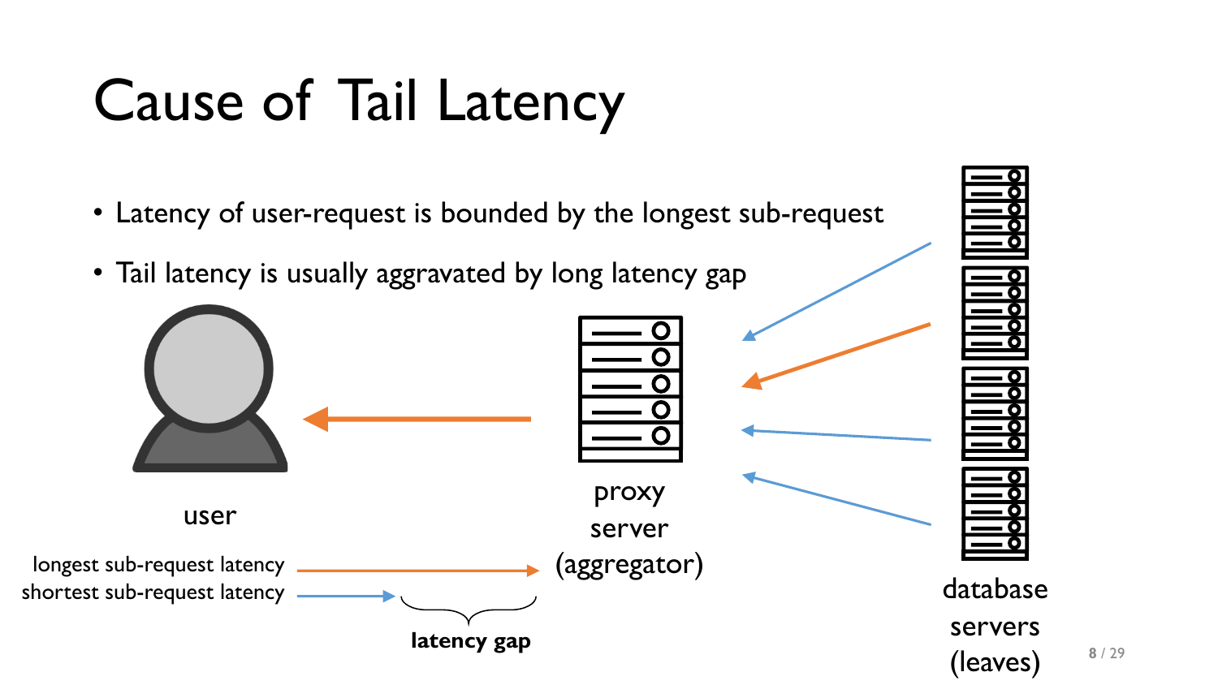# Cause of Tail Latency

- Latency of user-request is bounded by the longest sub-request
- Tail latency is usually aggravated by long latency gap

user

proxy server (aggregator)

database servers (leaves)

longest sub-request latency

shortest sub-request latency

**latency gap**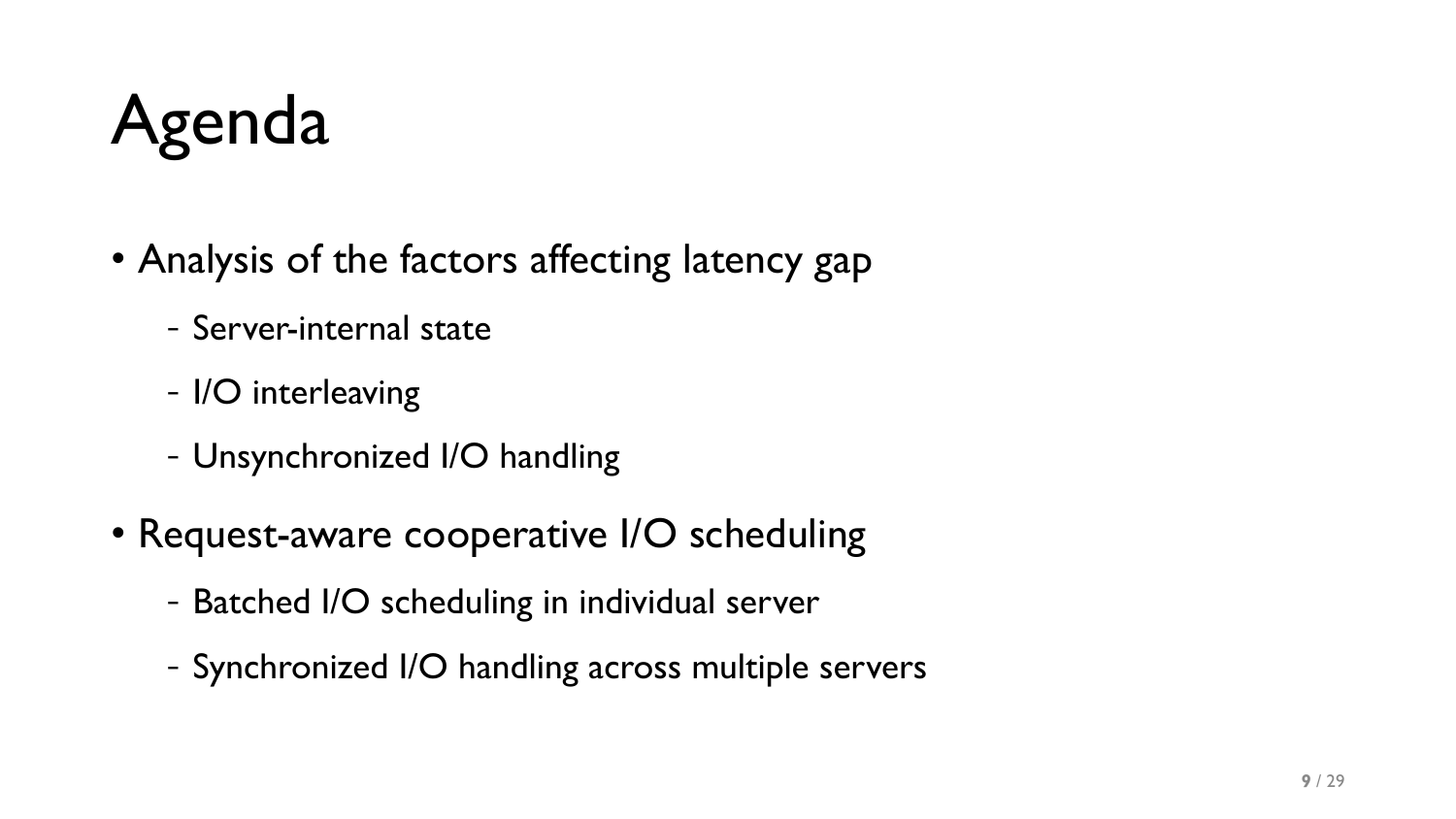# Agenda

- Analysis of the factors affecting latency gap
  - Server-internal state
  - I/O interleaving
  - Unsynchronized I/O handling
- Request-aware cooperative I/O scheduling
  - Batched I/O scheduling in individual server
  - Synchronized I/O handling across multiple servers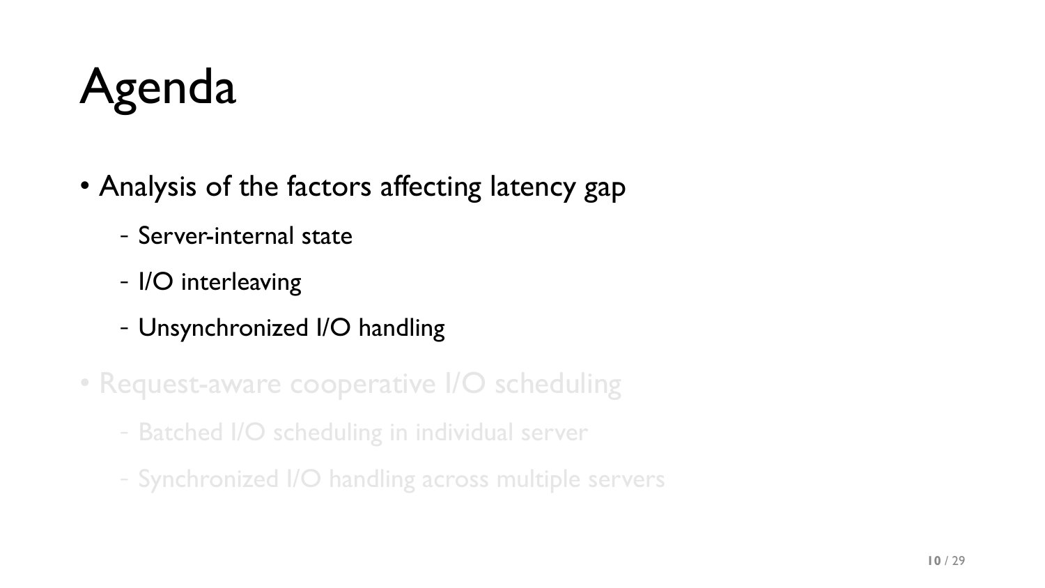# Agenda

- Analysis of the factors affecting latency gap
  - Server-internal state
  - I/O interleaving
  - Unsynchronized I/O handling
- Request-aware cooperative I/O scheduling
  - Batched I/O scheduling in individual server
  - Synchronized I/O handling across multiple servers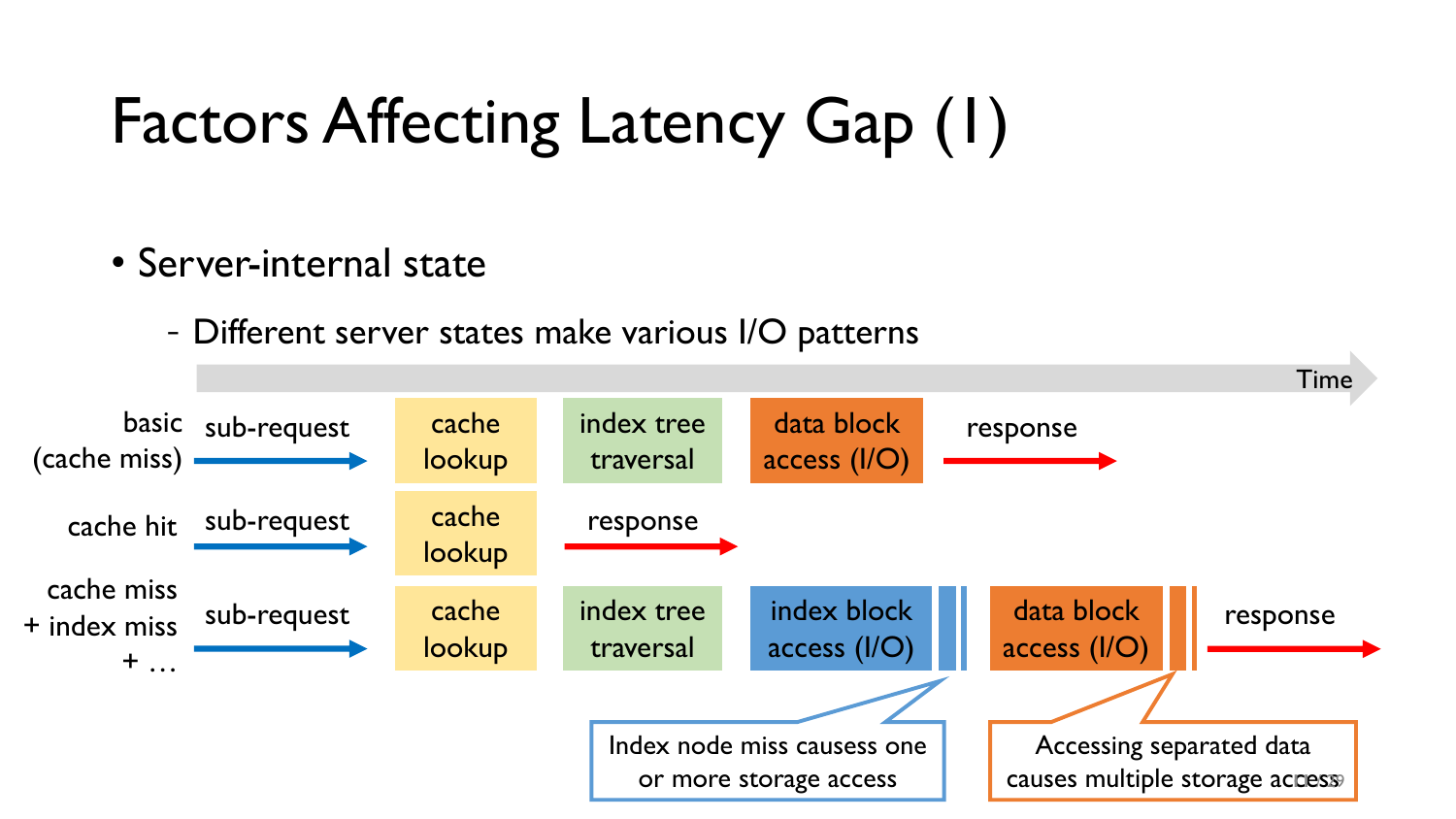# Factors Affecting Latency Gap (1)

- Server-internal state
  - Different server states make various I/O patterns

Time

| | | | | | |
|---|---|---|---|---|---|
| basic (cache miss) | sub-request | cache lookup | index tree traversal | data block access (I/O) | response |
| cache hit | sub-request | cache lookup | response | | |
| cache miss + index miss + … | sub-request | cache lookup | index tree traversal | index block access (I/O) | data block access (I/O) → response |

Index node miss causess one or more storage access

Accessing separated data causes multiple storage access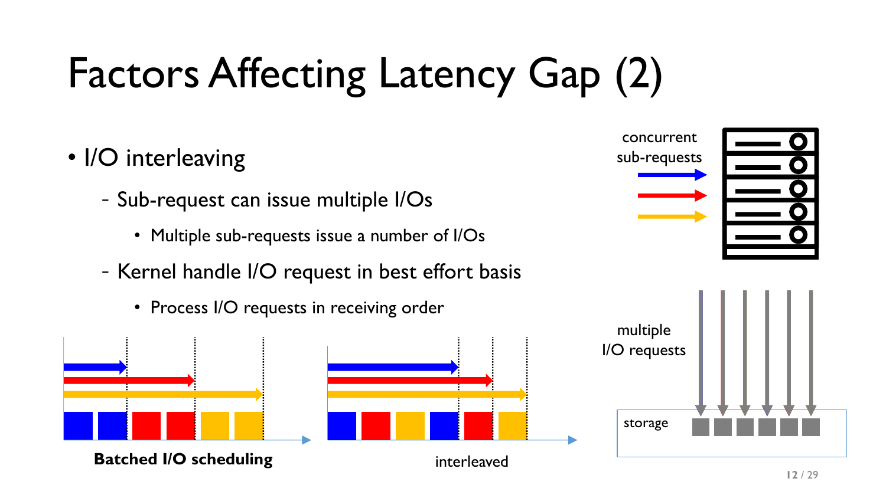# Factors Affecting Latency Gap (2)

- I/O interleaving
  - Sub-request can issue multiple I/Os
    - Multiple sub-requests issue a number of I/Os
  - Kernel handle I/O request in best effort basis
    - Process I/O requests in receiving order

concurrent sub-requests

multiple I/O requests

storage

**Batched I/O scheduling**

interleaved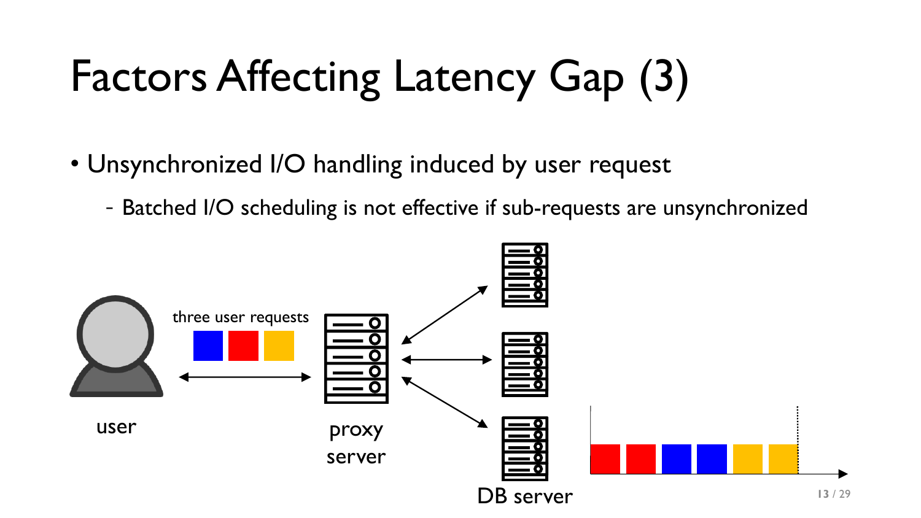# Factors Affecting Latency Gap (3)

- Unsynchronized I/O handling induced by user request
  - Batched I/O scheduling is not effective if sub-requests are unsynchronized

three user requests

user

proxy server

DB server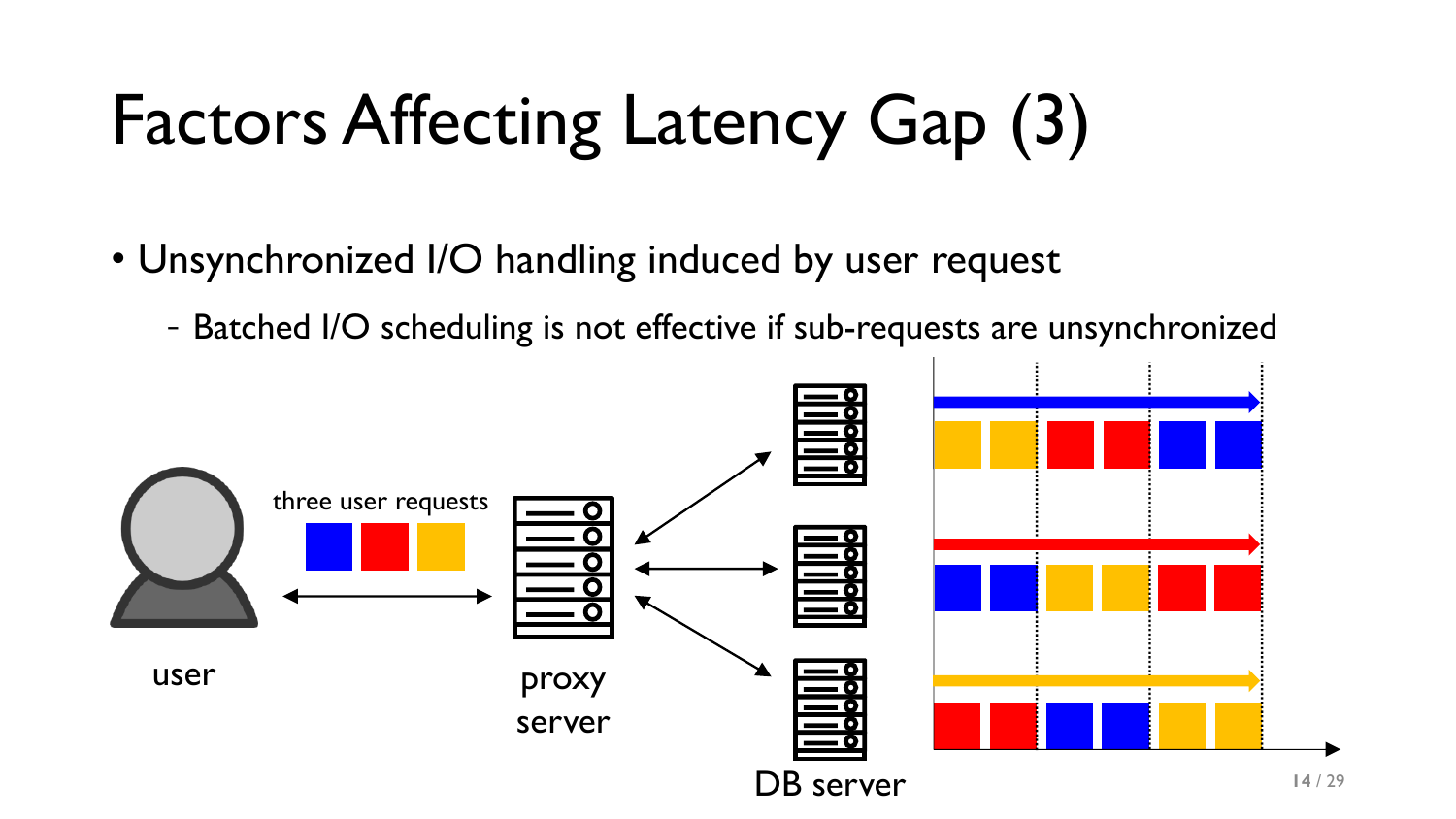# Factors Affecting Latency Gap (3)

- Unsynchronized I/O handling induced by user request
  - Batched I/O scheduling is not effective if sub-requests are unsynchronized

three user requests

user

proxy server

DB server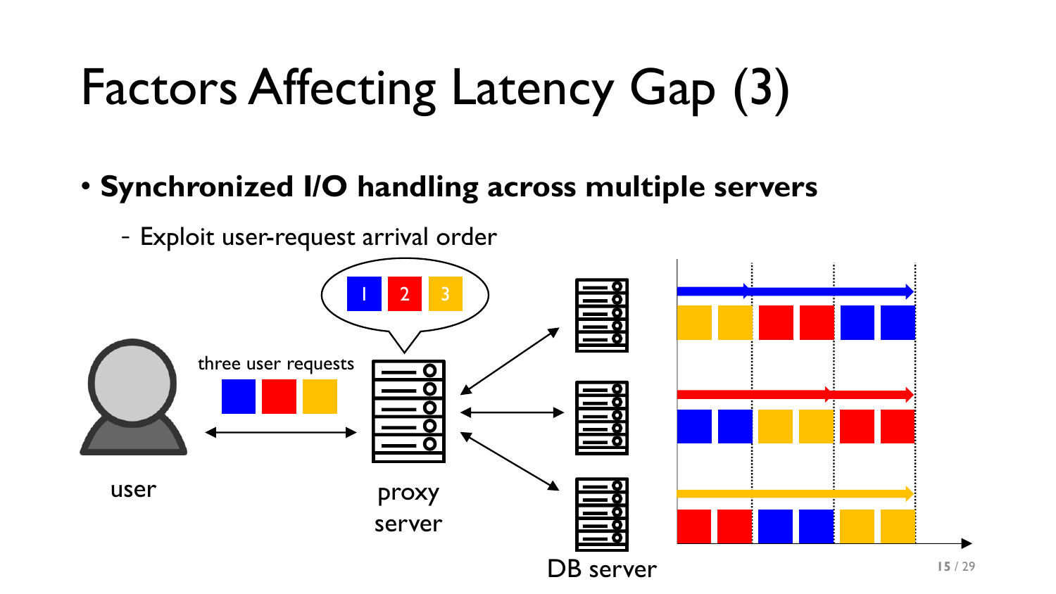# Factors Affecting Latency Gap (3)

- **Synchronized I/O handling across multiple servers**
  - Exploit user-request arrival order

three user requests

1 2 3

user

proxy server

DB server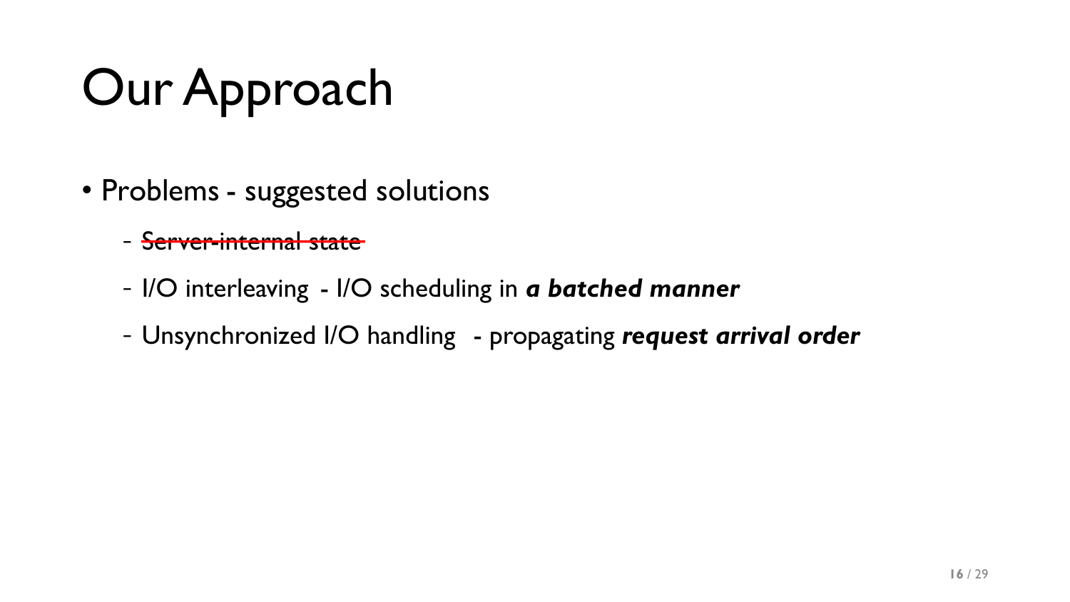# Our Approach

- Problems - suggested solutions
  - ~~Server-internal state~~
  - I/O interleaving - I/O scheduling in ***a batched manner***
  - Unsynchronized I/O handling - propagating ***request arrival order***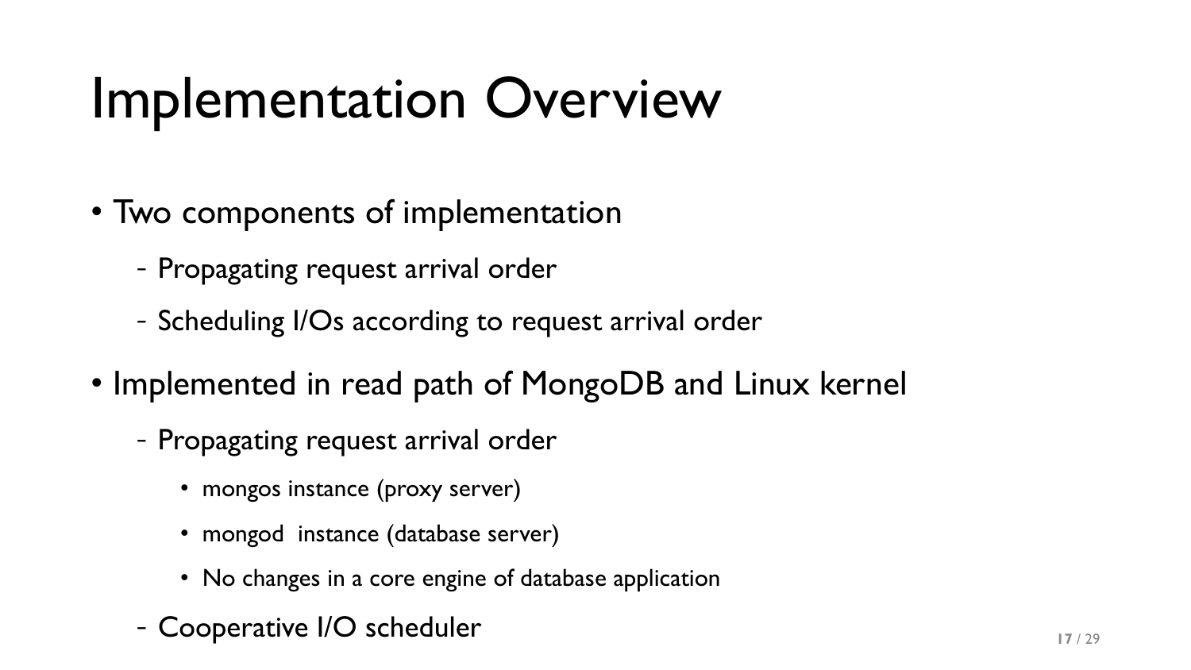# Implementation Overview

- Two components of implementation
  - Propagating request arrival order
  - Scheduling I/Os according to request arrival order
- Implemented in read path of MongoDB and Linux kernel
  - Propagating request arrival order
    - mongos instance (proxy server)
    - mongod instance (database server)
    - No changes in a core engine of database application
  - Cooperative I/O scheduler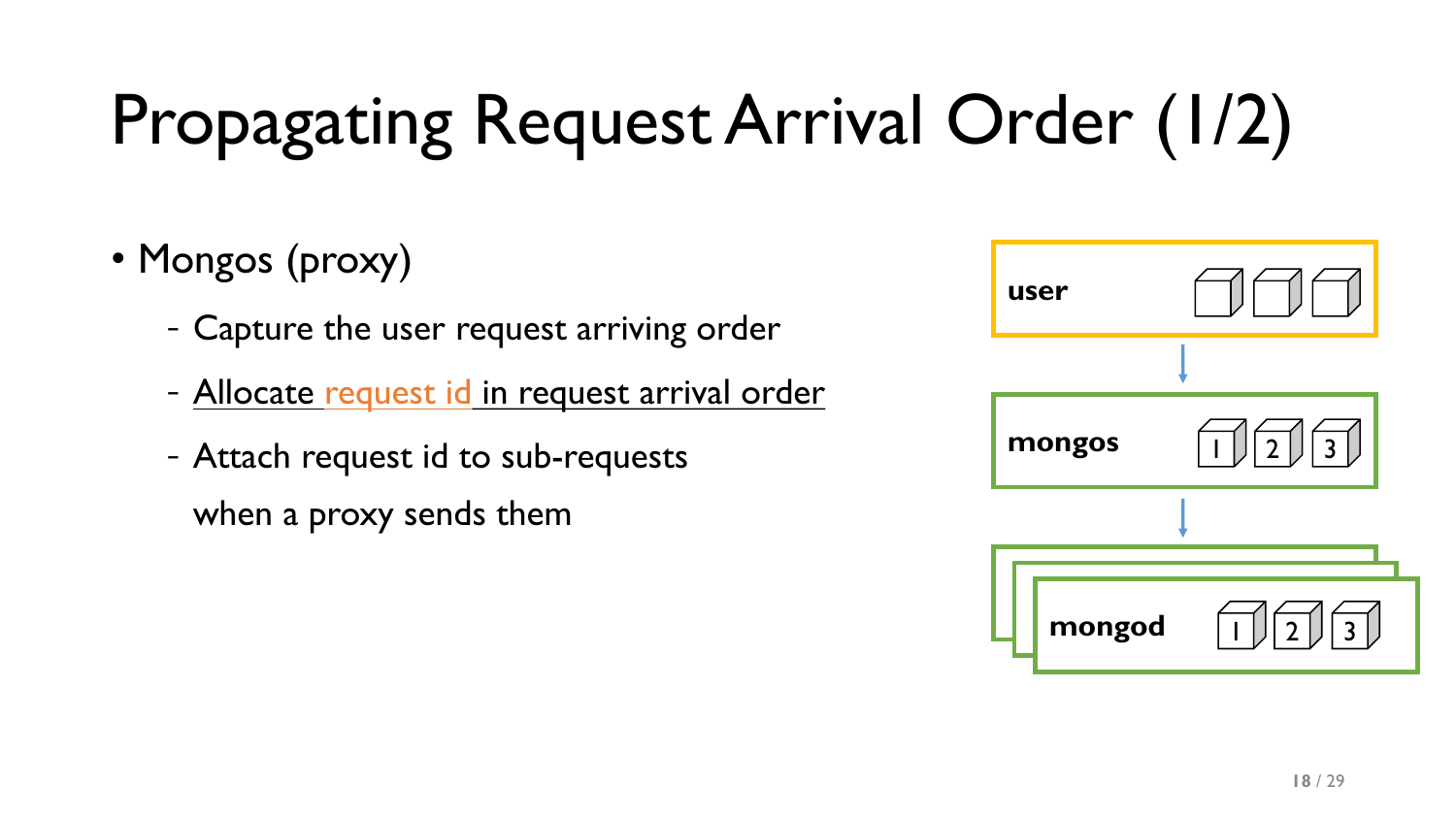# Propagating Request Arrival Order (1/2)

- Mongos (proxy)
  - Capture the user request arriving order
  - Allocate request id in request arrival order
  - Attach request id to sub-requests when a proxy sends them

user

mongos 1 2 3

mongod 1 2 3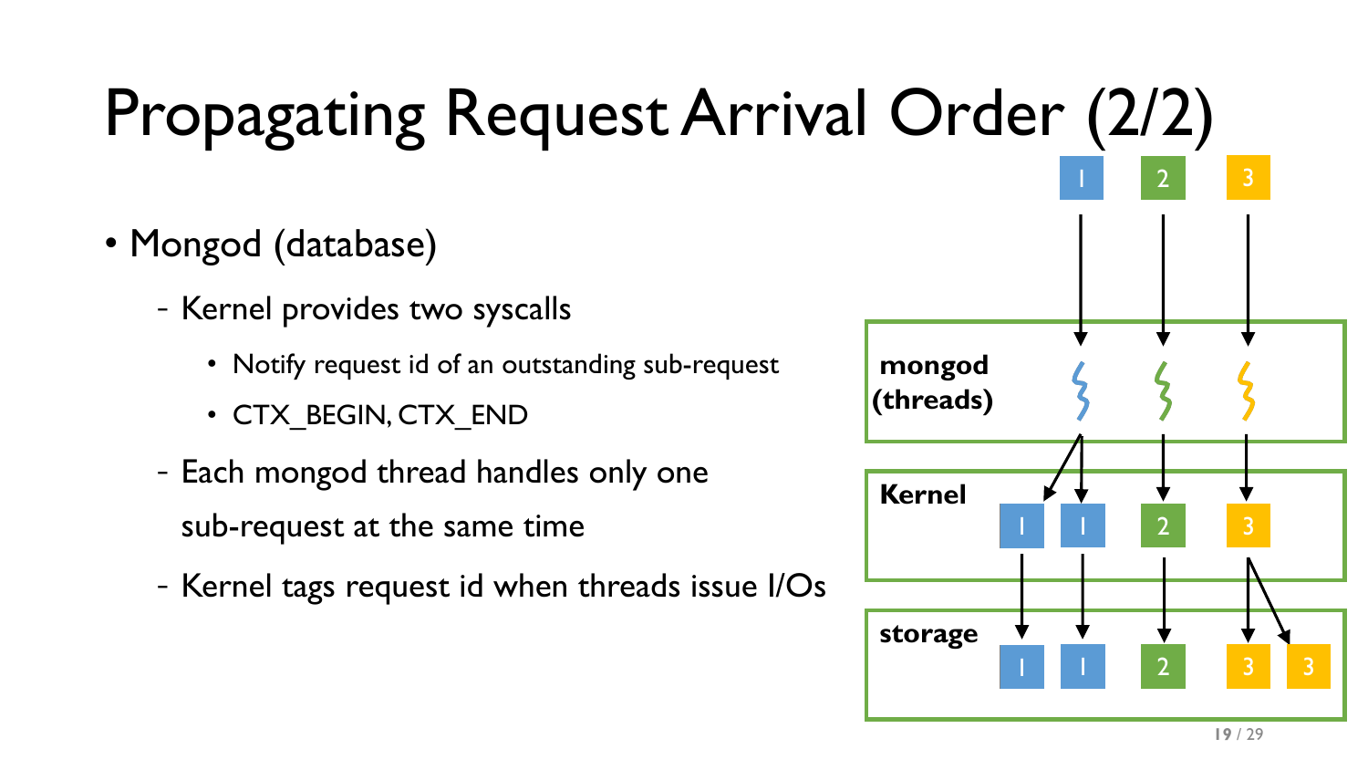# Propagating Request Arrival Order (2/2)

- Mongod (database)
  - Kernel provides two syscalls
    - Notify request id of an outstanding sub-request
    - CTX_BEGIN, CTX_END
  - Each mongod thread handles only one sub-request at the same time
  - Kernel tags request id when threads issue I/Os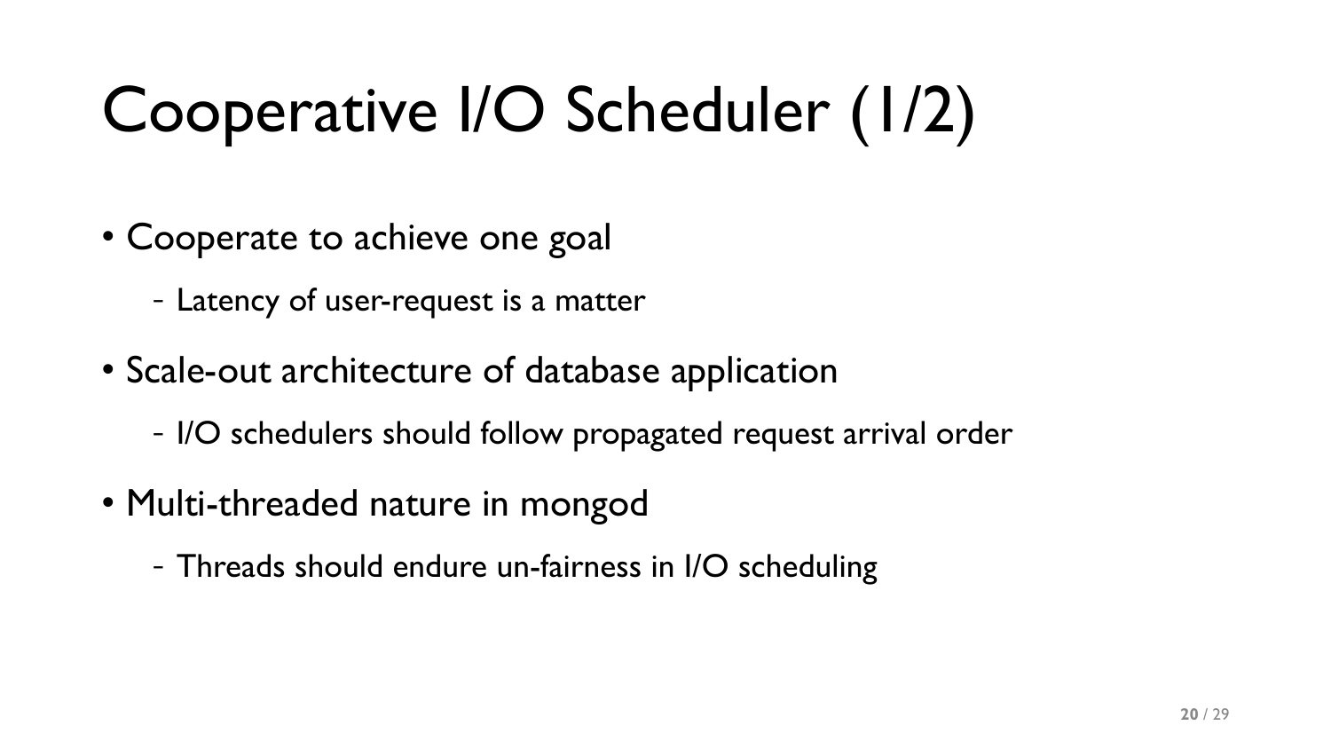# Cooperative I/O Scheduler (1/2)

- Cooperate to achieve one goal
  - Latency of user-request is a matter
- Scale-out architecture of database application
  - I/O schedulers should follow propagated request arrival order
- Multi-threaded nature in mongod
  - Threads should endure un-fairness in I/O scheduling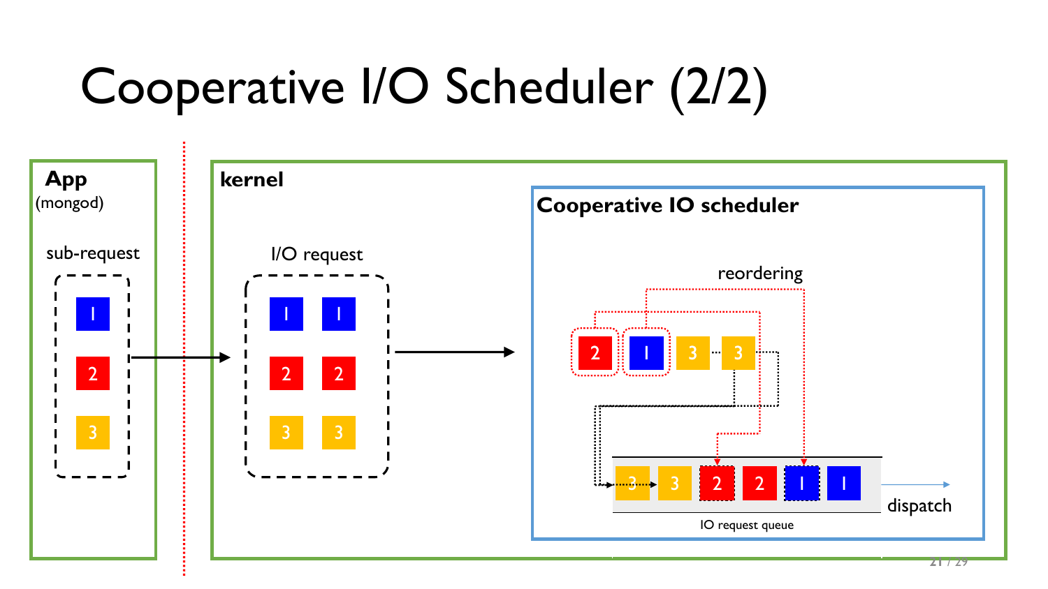# Cooperative I/O Scheduler (2/2)

**App** (mongod)

sub-request

**kernel**

I/O request

**Cooperative IO scheduler**

reordering

IO request queue

dispatch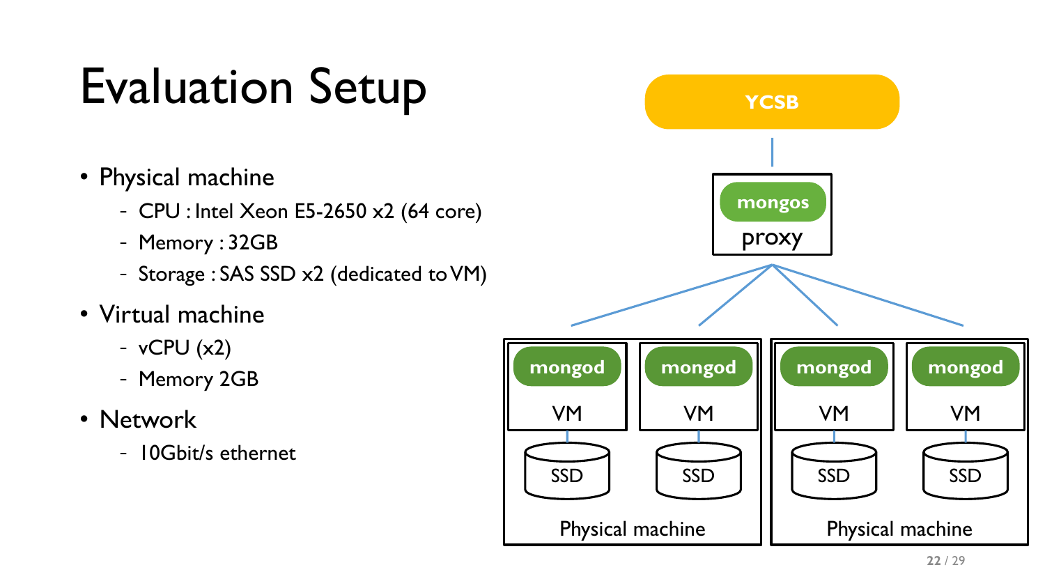# Evaluation Setup

- Physical machine
  - CPU : Intel Xeon E5-2650 x2 (64 core)
  - Memory : 32GB
  - Storage : SAS SSD x2 (dedicated to VM)
- Virtual machine
  - vCPU (x2)
  - Memory 2GB
- Network
  - 10Gbit/s ethernet

YCSB

mongos proxy

mongod VM SSD | mongod VM SSD — Physical machine

mongod VM SSD | mongod VM SSD — Physical machine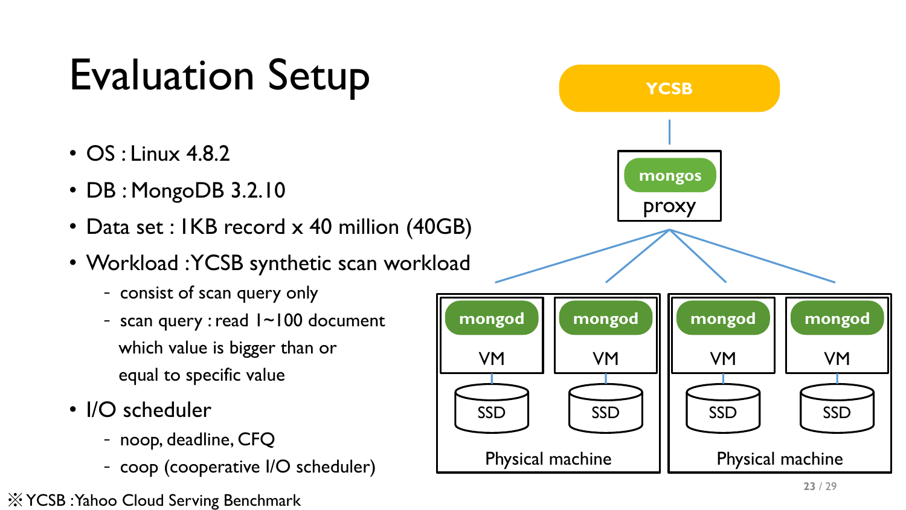# Evaluation Setup

- OS : Linux 4.8.2
- DB : MongoDB 3.2.10
- Data set : 1KB record x 40 million (40GB)
- Workload : YCSB synthetic scan workload
  - consist of scan query only
  - scan query : read 1~100 document which value is bigger than or equal to specific value
- I/O scheduler
  - noop, deadline, CFQ
  - coop (cooperative I/O scheduler)

YCSB

mongos
proxy

| Physical machine | | Physical machine | |
|---|---|---|---|
| mongod VM | mongod VM | mongod VM | mongod VM |
| SSD | SSD | SSD | SSD |

※ YCSB : Yahoo Cloud Serving Benchmark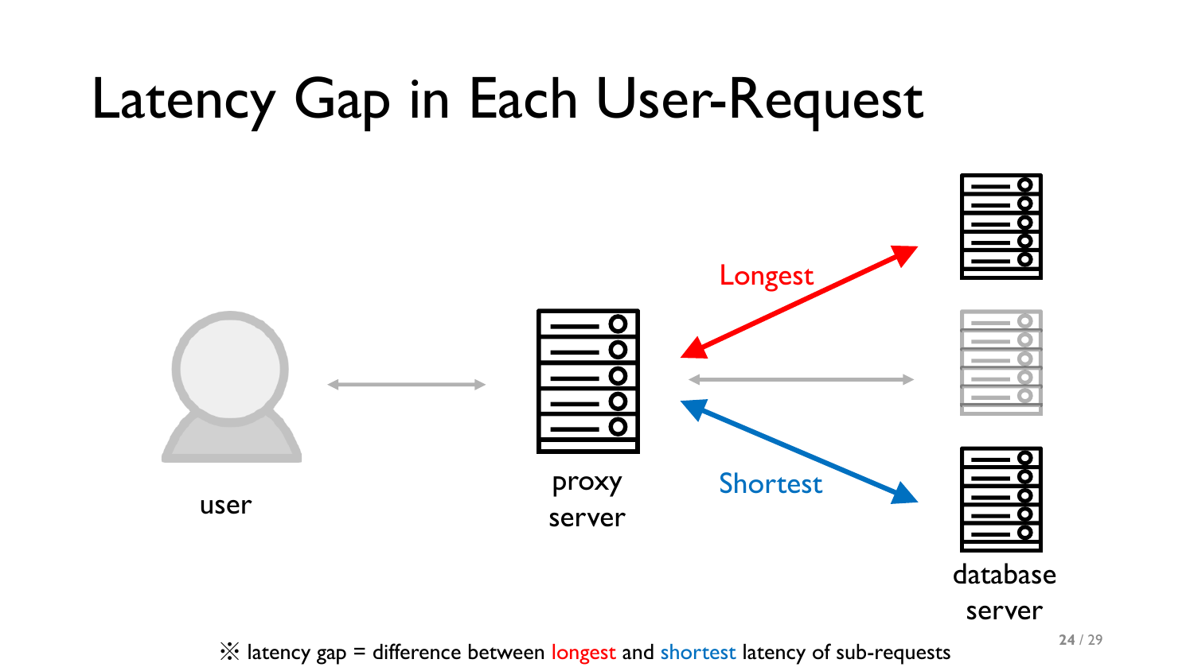# Latency Gap in Each User-Request

Longest

Shortest

user

proxy server

database server

※ latency gap = difference between longest and shortest latency of sub-requests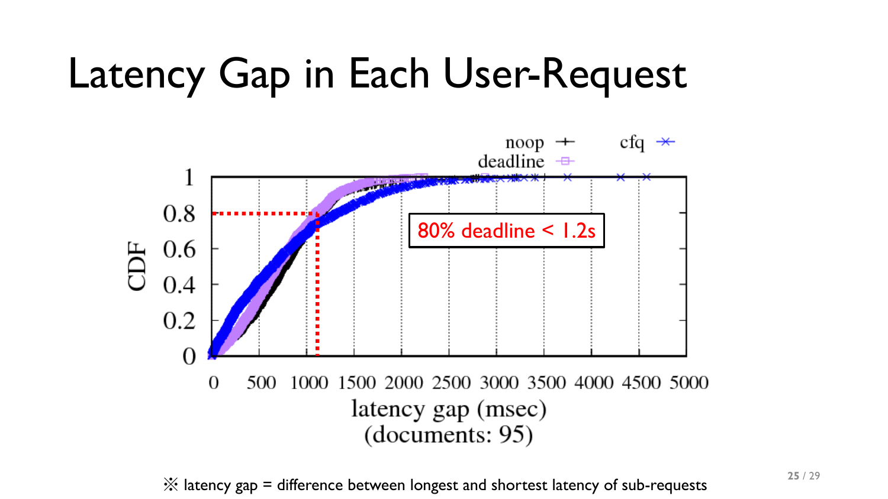# Latency Gap in Each User-Request

noop, deadline, cfq

CDF

latency gap (msec)
(documents: 95)

80% deadline < 1.2s

※ latency gap = difference between longest and shortest latency of sub-requests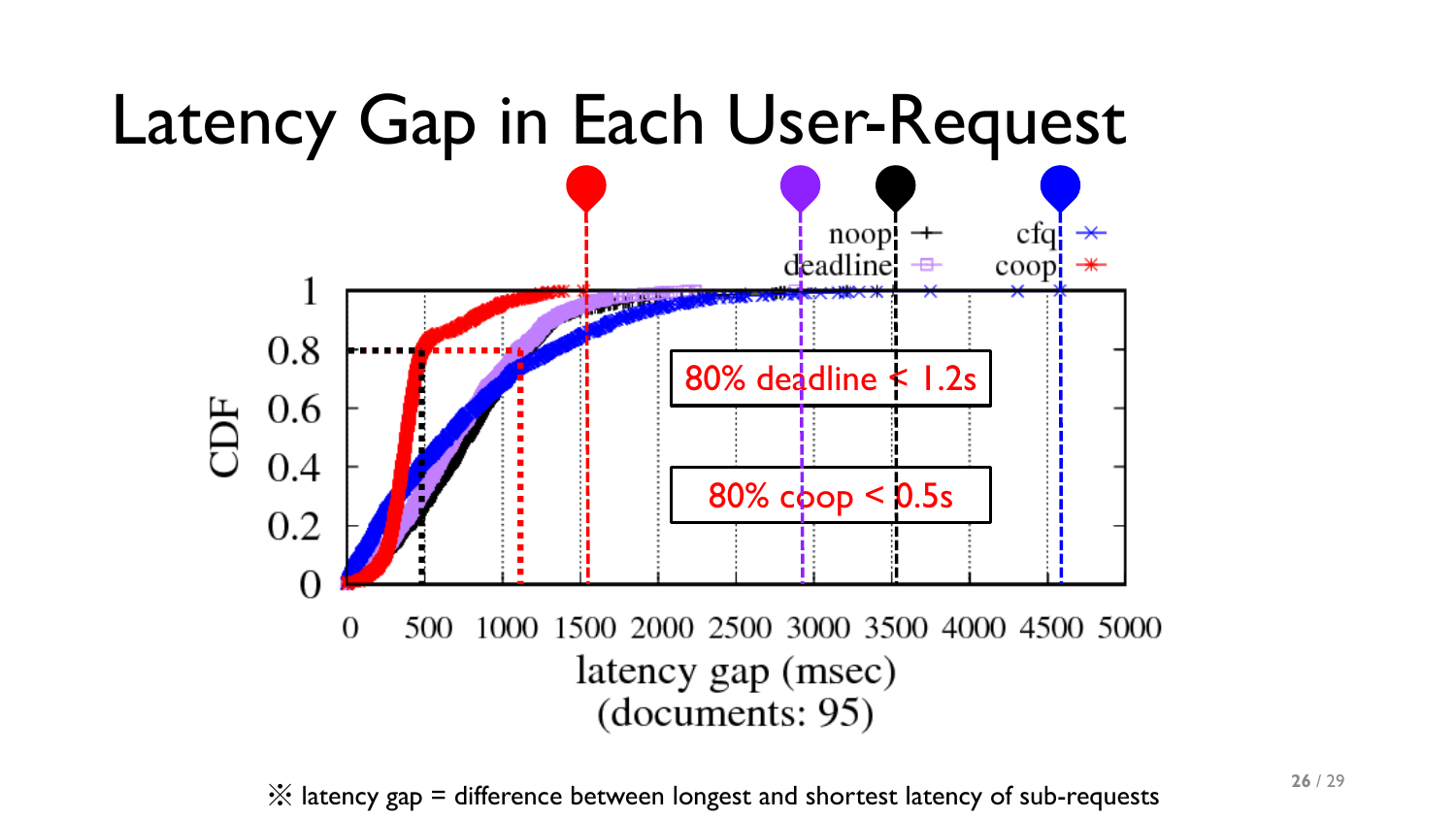# Latency Gap in Each User-Request

noop
deadline
cfq
coop

CDF

80% deadline < 1.2s

80% coop < 0.5s

latency gap (msec)
(documents: 95)

※ latency gap = difference between longest and shortest latency of sub-requests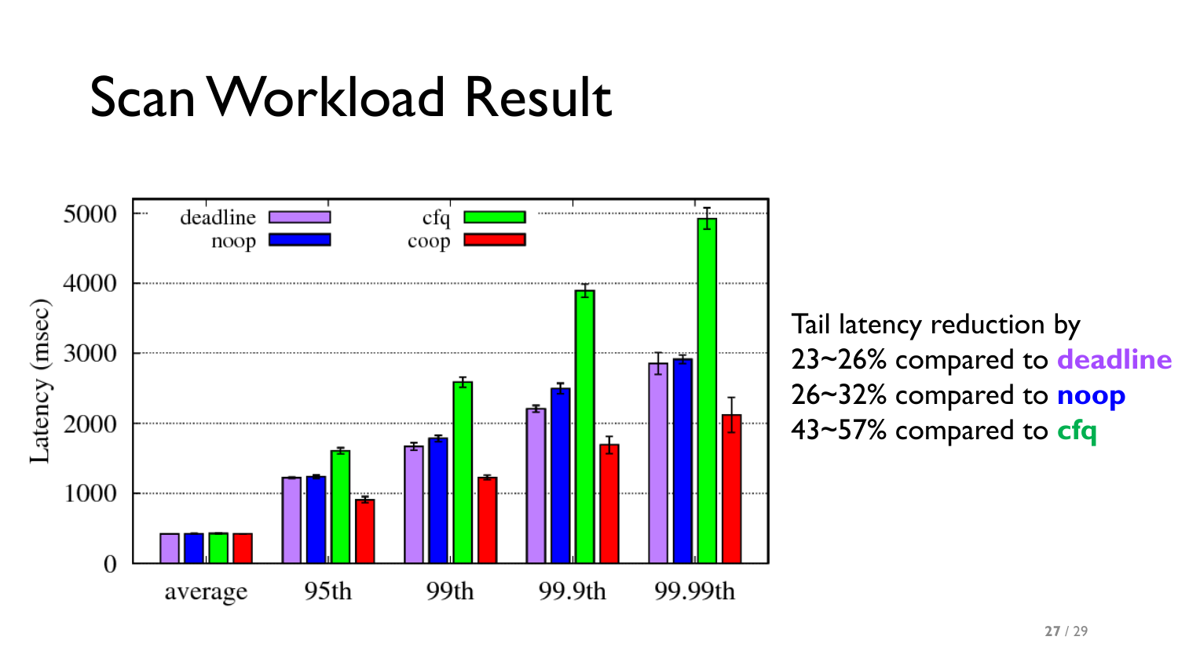# Scan Workload Result

Tail latency reduction by
23~26% compared to **deadline**
26~32% compared to **noop**
43~57% compared to **cfq**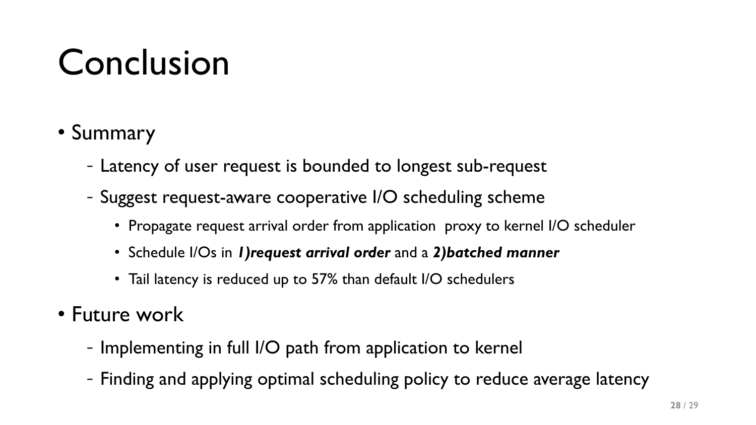# Conclusion

- Summary
  - Latency of user request is bounded to longest sub-request
  - Suggest request-aware cooperative I/O scheduling scheme
    - Propagate request arrival order from application  proxy to kernel I/O scheduler
    - Schedule I/Os in ***1)request arrival order*** and a ***2)batched manner***
    - Tail latency is reduced up to 57% than default I/O schedulers
- Future work
  - Implementing in full I/O path from application to kernel
  - Finding and applying optimal scheduling policy to reduce average latency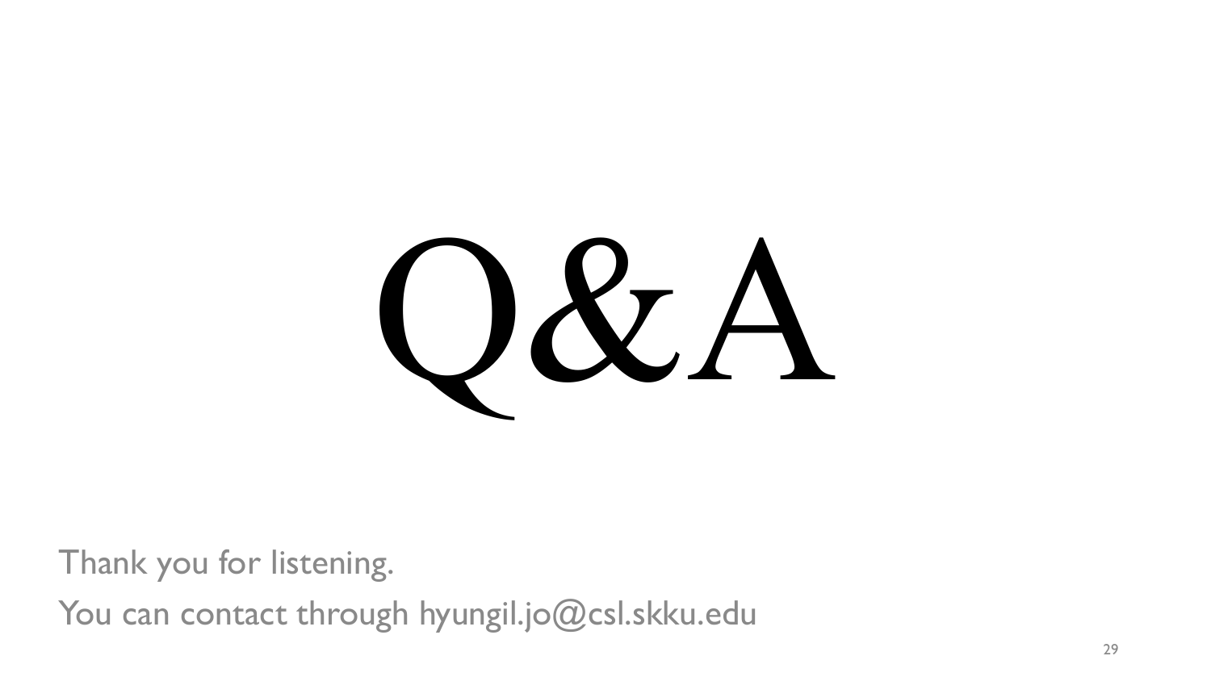# Q&A

Thank you for listening.

You can contact through hyungil.jo@csl.skku.edu